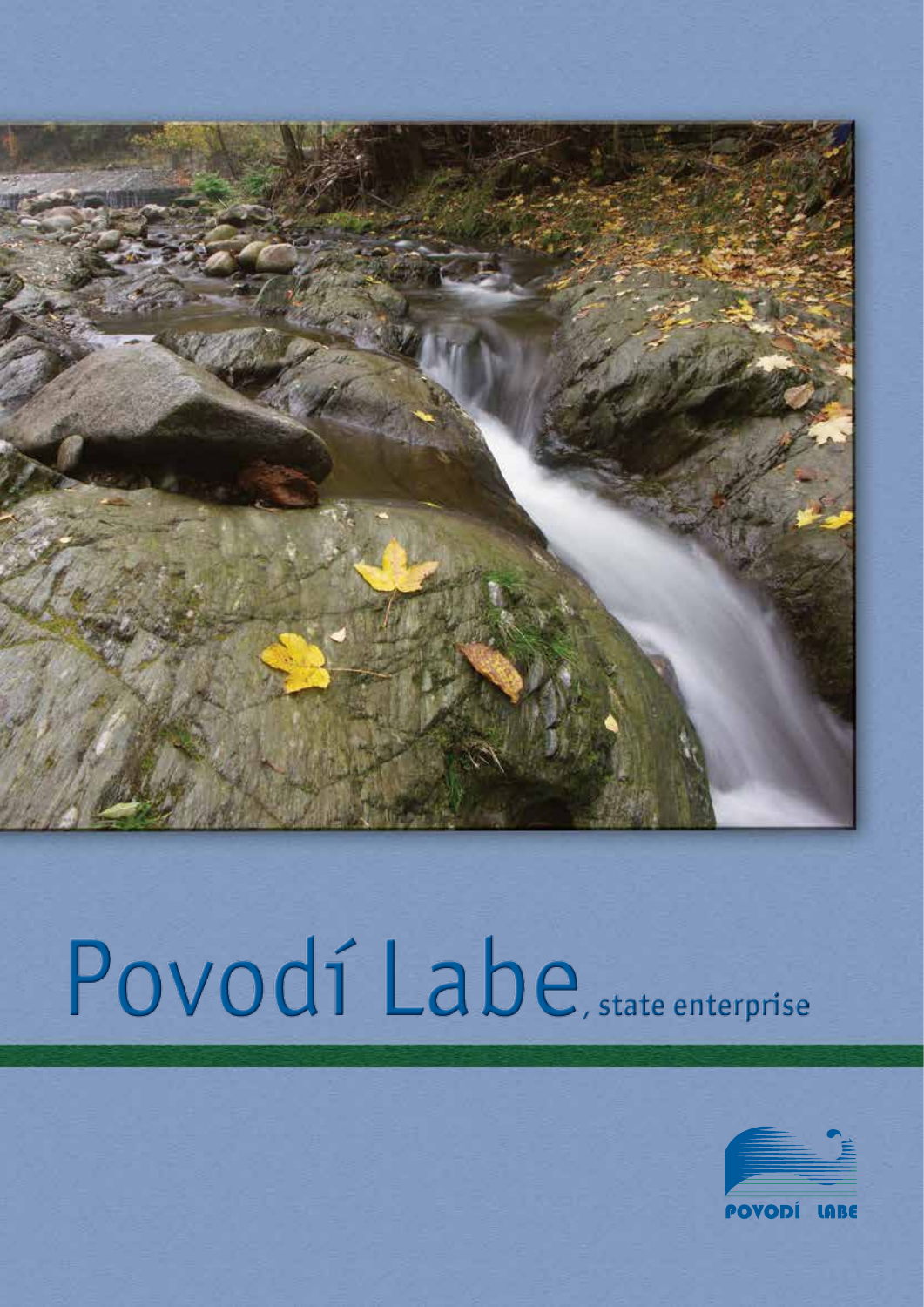# Povodí Labe, state enterprise

POVODÍ LABE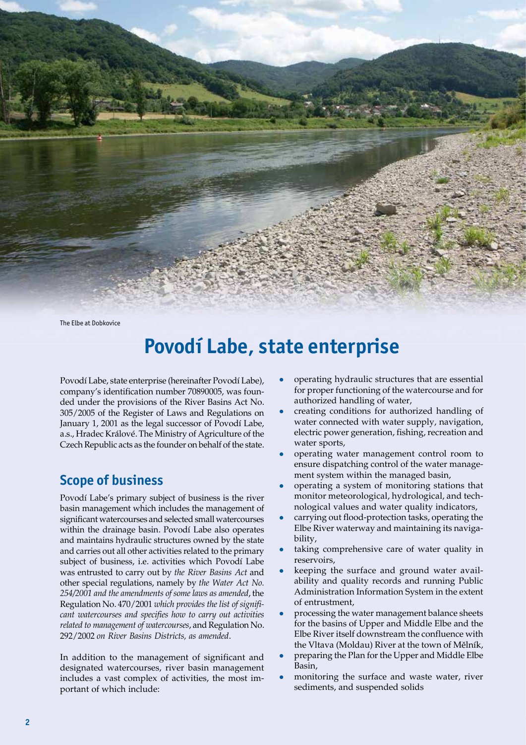The Elbe at Dobkovice

# Povodí Labe, state enterprise

Povodí Labe, state enterprise (hereinafter Povodí Labe), company's identification number 70890005, was founded under the provisions of the River Basins Act No. 305/2005 of the Register of Laws and Regulations on January 1, 2001 as the legal successor of Povodí Labe, a.s., Hradec Králové. The Ministry of Agriculture of the Czech Republic acts as the founder on behalf of the state.

## Scope of business

Povodí Labe's primary subject of business is the river basin management which includes the management of significant watercourses and selected small watercourses within the drainage basin. Povodí Labe also operates and maintains hydraulic structures owned by the state and carries out all other activities related to the primary subject of business, i.e. activities which Povodí Labe was entrusted to carry out by *the River Basins Act* and other special regulations, namely by *the Water Act No. 254/2001 and the amendments of some laws as amended*, the Regulation No. 470/2001 *which provides the list of significant watercourses and specifies how to carry out activities related to management of watercourses*, and Regulation No. 292/2002 *on River Basins Districts, as amended*.

In addition to the management of significant and designated watercourses, river basin management includes a vast complex of activities, the most important of which include:

- operating hydraulic structures that are essential for proper functioning of the watercourse and for authorized handling of water,
- creating conditions for authorized handling of water connected with water supply, navigation, electric power generation, fishing, recreation and water sports,
- operating water management control room to ensure dispatching control of the water management system within the managed basin,
- operating a system of monitoring stations that monitor meteorological, hydrological, and technological values and water quality indicators,
- carrying out flood-protection tasks, operating the Elbe River waterway and maintaining its navigability,
- taking comprehensive care of water quality in reservoirs,
- keeping the surface and ground water availability and quality records and running Public Administration Information System in the extent of entrustment,
- processing the water management balance sheets for the basins of Upper and Middle Elbe and the Elbe River itself downstream the confluence with the Vltava (Moldau) River at the town of Mělník,
- preparing the Plan for the Upper and Middle Elbe Basin,
- monitoring the surface and waste water, river sediments, and suspended solids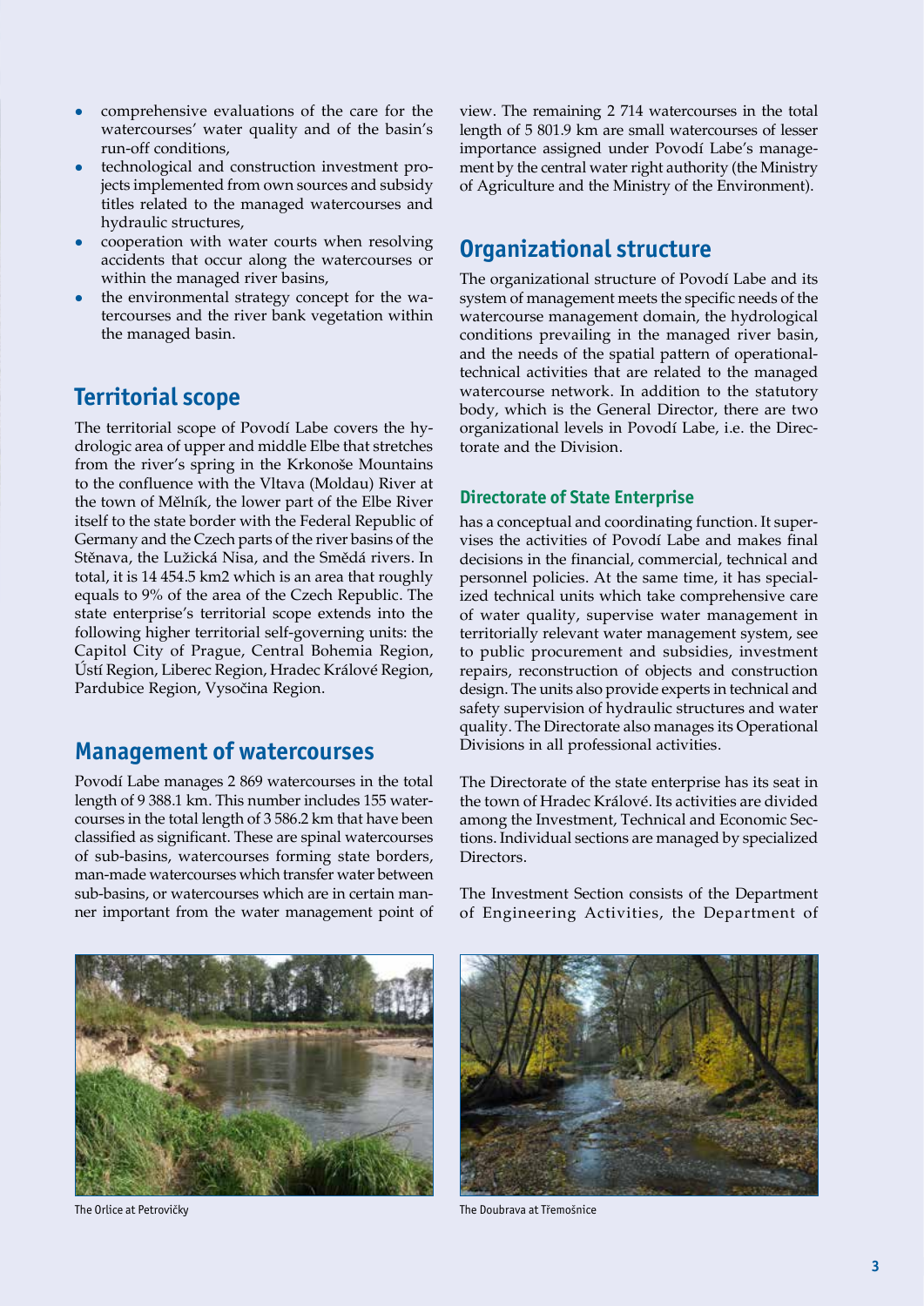- comprehensive evaluations of the care for the watercourses' water quality and of the basin's run-off conditions,
- technological and construction investment projects implemented from own sources and subsidy titles related to the managed watercourses and hydraulic structures,
- cooperation with water courts when resolving accidents that occur along the watercourses or within the managed river basins,
- the environmental strategy concept for the watercourses and the river bank vegetation within the managed basin.

## Territorial scope

The territorial scope of Povodí Labe covers the hydrologic area of upper and middle Elbe that stretches from the river's spring in the Krkonoše Mountains to the confluence with the Vltava (Moldau) River at the town of Mělník, the lower part of the Elbe River itself to the state border with the Federal Republic of Germany and the Czech parts of the river basins of the Stěnava, the Lužická Nisa, and the Smědá rivers. In total, it is 14 454.5 km2 which is an area that roughly equals to 9% of the area of the Czech Republic. The state enterprise's territorial scope extends into the following higher territorial self-governing units: the Capitol City of Prague, Central Bohemia Region, Ústí Region, Liberec Region, Hradec Králové Region, Pardubice Region, Vysočina Region.

## Management of watercourses

Povodí Labe manages 2 869 watercourses in the total length of 9 388.1 km. This number includes 155 watercourses in the total length of 3 586.2 km that have been classified as significant. These are spinal watercourses of sub-basins, watercourses forming state borders, man-made watercourses which transfer water between sub-basins, or watercourses which are in certain manner important from the water management point of view. The remaining 2 714 watercourses in the total length of 5 801.9 km are small watercourses of lesser importance assigned under Povodí Labe's management by the central water right authority (the Ministry of Agriculture and the Ministry of the Environment).

## Organizational structure

The organizational structure of Povodí Labe and its system of management meets the specific needs of the watercourse management domain, the hydrological conditions prevailing in the managed river basin, and the needs of the spatial pattern of operational-technical activities that are related to the managed watercourse network. In addition to the statutory body, which is the General Director, there are two organizational levels in Povodí Labe, i.e. the Directorate and the Division.

### Directorate of State Enterprise

has a conceptual and coordinating function. It supervises the activities of Povodí Labe and makes final decisions in the financial, commercial, technical and personnel policies. At the same time, it has specialized technical units which take comprehensive care of water quality, supervise water management in territorially relevant water management system, see to public procurement and subsidies, investment repairs, reconstruction of objects and construction design. The units also provide experts in technical and safety supervision of hydraulic structures and water quality. The Directorate also manages its Operational Divisions in all professional activities.

The Directorate of the state enterprise has its seat in the town of Hradec Králové. Its activities are divided among the Investment, Technical and Economic Sections. Individual sections are managed by specialized Directors.

The Investment Section consists of the Department of Engineering Activities, the Department of

The Orlice at Petrovičky

The Doubrava at Třemošnice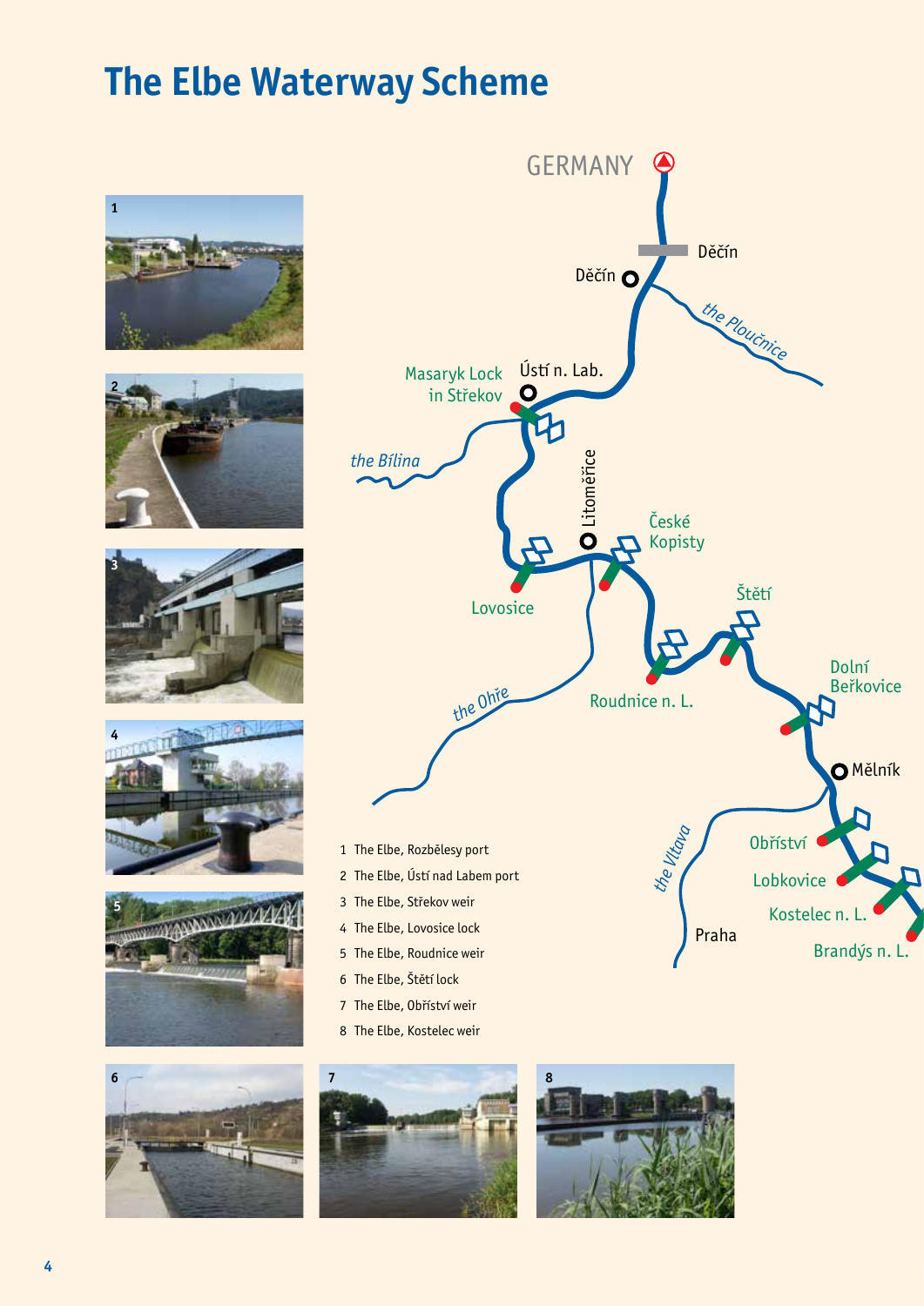# The Elbe Waterway Scheme

1 The Elbe, Rozbělesy port
2 The Elbe, Ústí nad Labem port
3 The Elbe, Střekov weir
4 The Elbe, Lovosice lock
5 The Elbe, Roudnice weir
6 The Elbe, Štětí lock
7 The Elbe, Obříství weir
8 The Elbe, Kostelec weir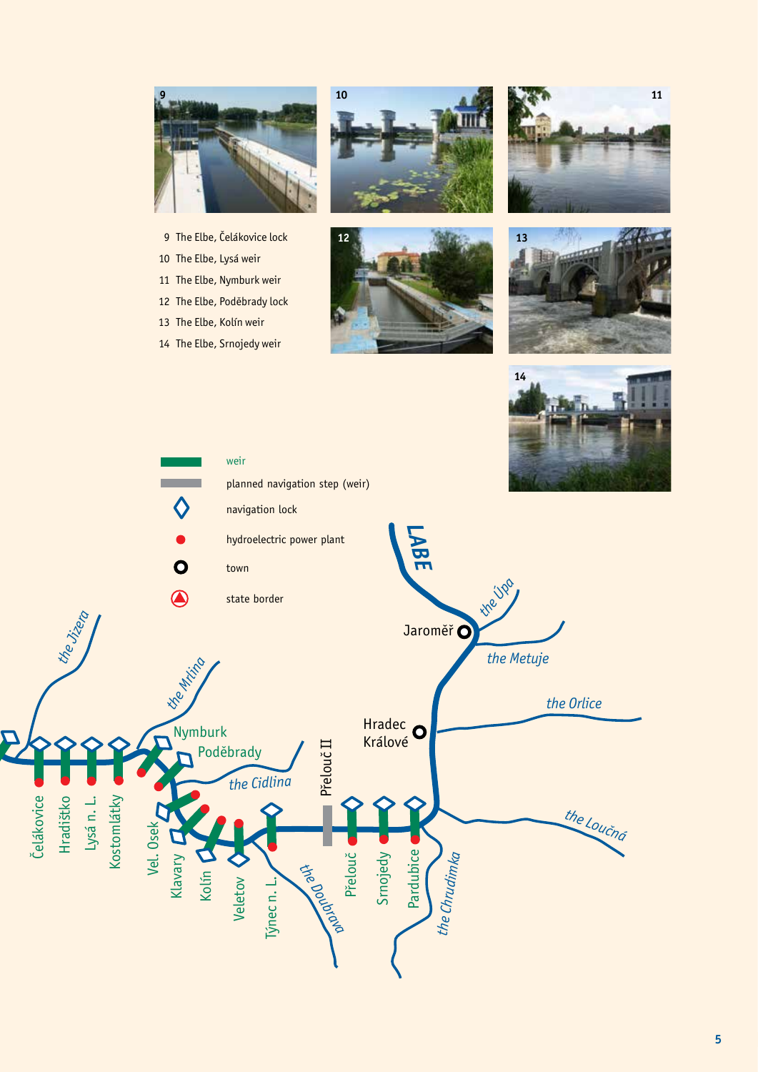9 The Elbe, Čelákovice lock
10 The Elbe, Lysá weir
11 The Elbe, Nymburk weir
12 The Elbe, Poděbrady lock
13 The Elbe, Kolín weir
14 The Elbe, Srnojedy weir

weir
planned navigation step (weir)
navigation lock
hydroelectric power plant
town
state border

LABE
the Úpa
Jaroměř
the Metuje
the Orlice
Hradec Králové
the Loučná
the Chrudimka
the Jizera
the Mrlina
Nymburk
Poděbrady
the Cidlina
Přelouč II
the Doubrava
Čelákovice
Hradištko
Lysá n. L.
Kostomlátky
Vel. Osek
Klavary
Kolín
Veletov
Týnec n. L.
Přelouč
Srnojedy
Pardubice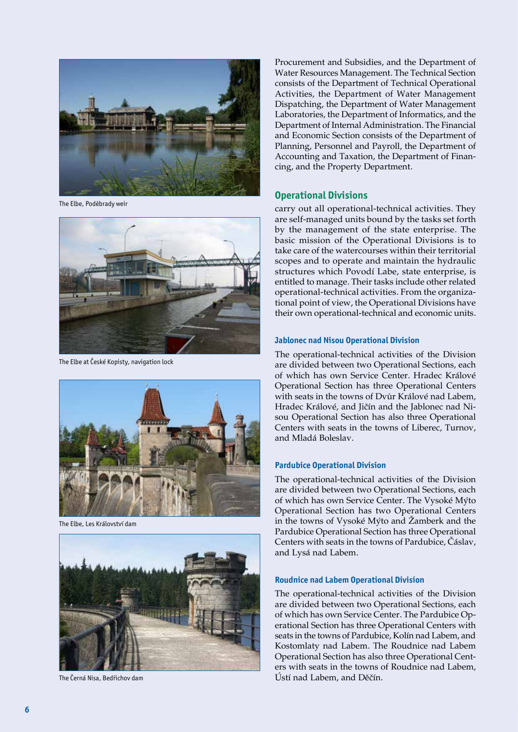The Elbe, Poděbrady weir

The Elbe at České Kopisty, navigation lock

The Elbe, Les Království dam

The Černá Nisa, Bedřichov dam

Procurement and Subsidies, and the Department of Water Resources Management. The Technical Section consists of the Department of Technical Operational Activities, the Department of Water Management Dispatching, the Department of Water Management Laboratories, the Department of Informatics, and the Department of Internal Administration. The Financial and Economic Section consists of the Department of Planning, Personnel and Payroll, the Department of Accounting and Taxation, the Department of Financing, and the Property Department.

## Operational Divisions

carry out all operational-technical activities. They are self-managed units bound by the tasks set forth by the management of the state enterprise. The basic mission of the Operational Divisions is to take care of the watercourses within their territorial scopes and to operate and maintain the hydraulic structures which Povodí Labe, state enterprise, is entitled to manage. Their tasks include other related operational-technical activities. From the organizational point of view, the Operational Divisions have their own operational-technical and economic units.

### Jablonec nad Nisou Operational Division

The operational-technical activities of the Division are divided between two Operational Sections, each of which has own Service Center. Hradec Králové Operational Section has three Operational Centers with seats in the towns of Dvůr Králové nad Labem, Hradec Králové, and Jičín and the Jablonec nad Nisou Operational Section has also three Operational Centers with seats in the towns of Liberec, Turnov, and Mladá Boleslav.

### Pardubice Operational Division

The operational-technical activities of the Division are divided between two Operational Sections, each of which has own Service Center. The Vysoké Mýto Operational Section has two Operational Centers in the towns of Vysoké Mýto and Žamberk and the Pardubice Operational Section has three Operational Centers with seats in the towns of Pardubice, Čáslav, and Lysá nad Labem.

### Roudnice nad Labem Operational Division

The operational-technical activities of the Division are divided between two Operational Sections, each of which has own Service Center. The Pardubice Operational Section has three Operational Centers with seats in the towns of Pardubice, Kolín nad Labem, and Kostomlaty nad Labem. The Roudnice nad Labem Operational Section has also three Operational Centers with seats in the towns of Roudnice nad Labem, Ústí nad Labem, and Děčín.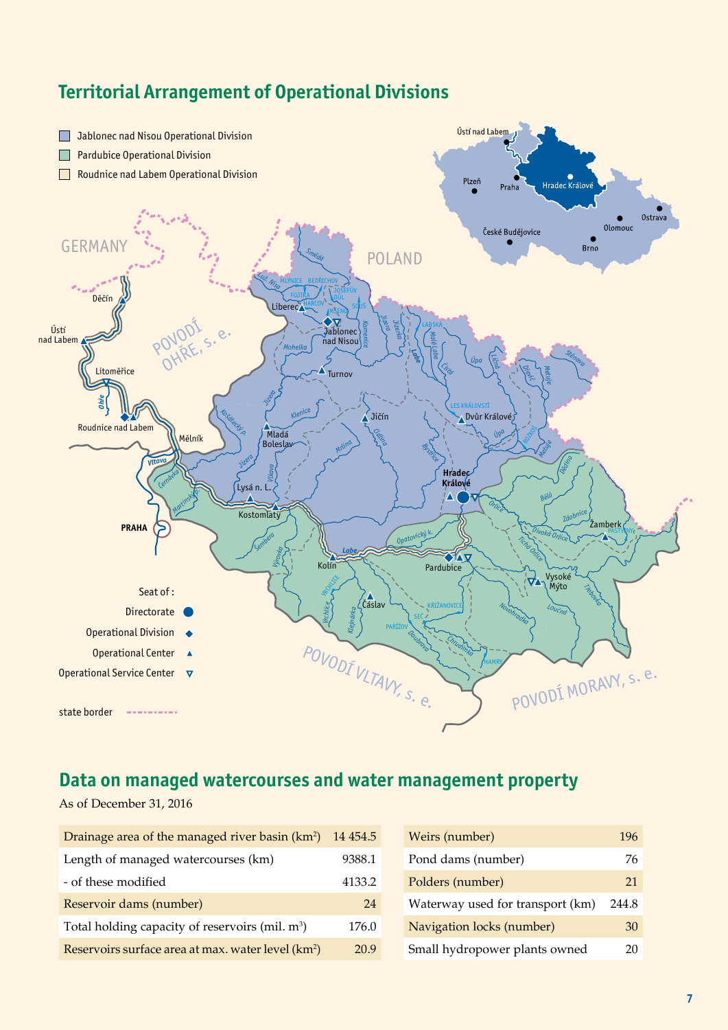## Territorial Arrangement of Operational Divisions

- Jablonec nad Nisou Operational Division
- Pardubice Operational Division
- Roudnice nad Labem Operational Division

Seat of :

- Directorate
- Operational Division
- Operational Center
- Operational Service Center

state border

## Data on managed watercourses and water management property

As of December 31, 2016

| | |
|---|---|
| Drainage area of the managed river basin (km$^2$) | 14 454.5 |
| Length of managed watercourses (km) | 9388.1 |
| - of these modified | 4133.2 |
| Reservoir dams (number) | 24 |
| Total holding capacity of reservoirs (mil. m$^3$) | 176.0 |
| Reservoirs surface area at max. water level (km$^2$) | 20.9 |

| | |
|---|---|
| Weirs (number) | 196 |
| Pond dams (number) | 76 |
| Polders (number) | 21 |
| Waterway used for transport (km) | 244.8 |
| Navigation locks (number) | 30 |
| Small hydropower plants owned | 20 |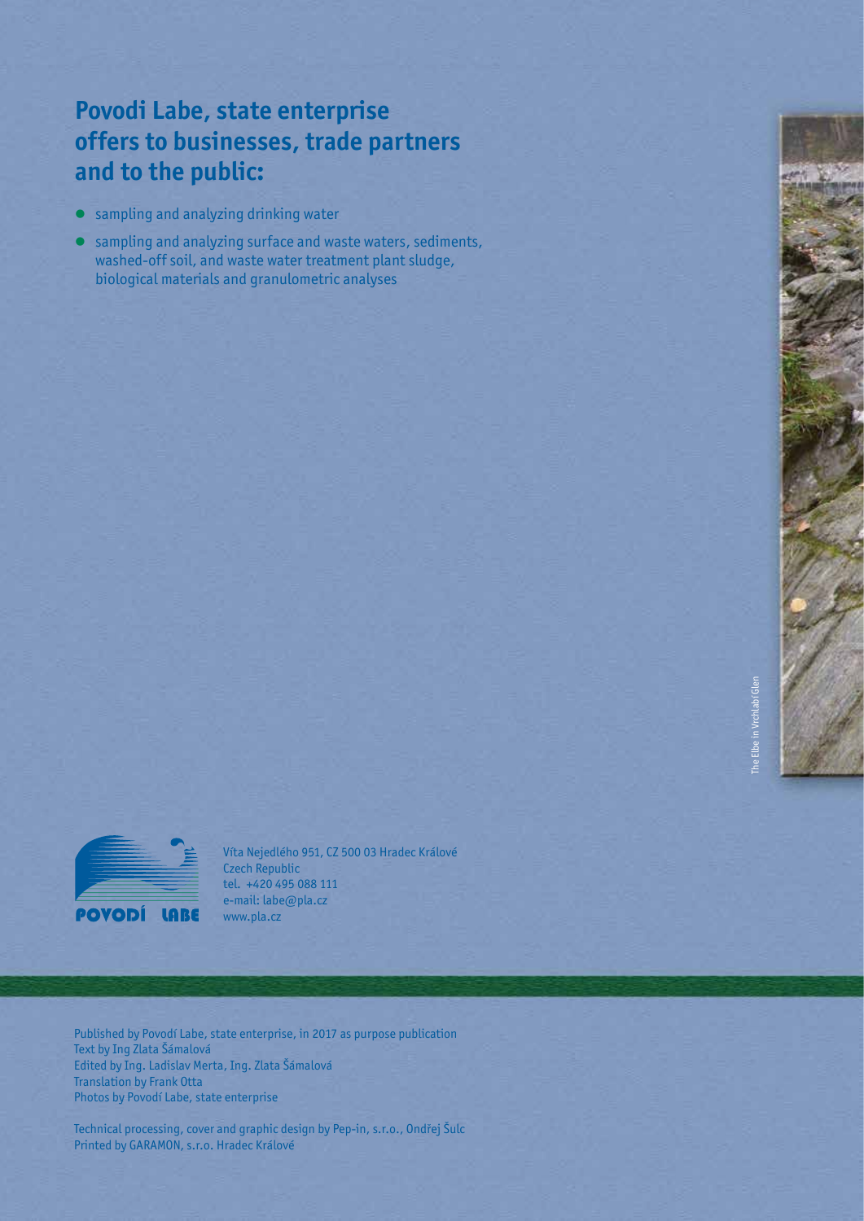## Povodi Labe, state enterprise offers to businesses, trade partners and to the public:

- sampling and analyzing drinking water
- sampling and analyzing surface and waste waters, sediments, washed-off soil, and waste water treatment plant sludge, biological materials and granulometric analyses

The Elbe in Vrchlabí Glen

POVODÍ LABE

Víta Nejedlého 951, CZ 500 03 Hradec Králové
Czech Republic
tel. +420 495 088 111
e-mail: labe@pla.cz
www.pla.cz

Published by Povodí Labe, state enterprise, in 2017 as purpose publication
Text by Ing Zlata Šámalová
Edited by Ing. Ladislav Merta, Ing. Zlata Šámalová
Translation by Frank Otta
Photos by Povodí Labe, state enterprise

Technical processing, cover and graphic design by Pep-in, s.r.o., Ondřej Šulc
Printed by GARAMON, s.r.o. Hradec Králové